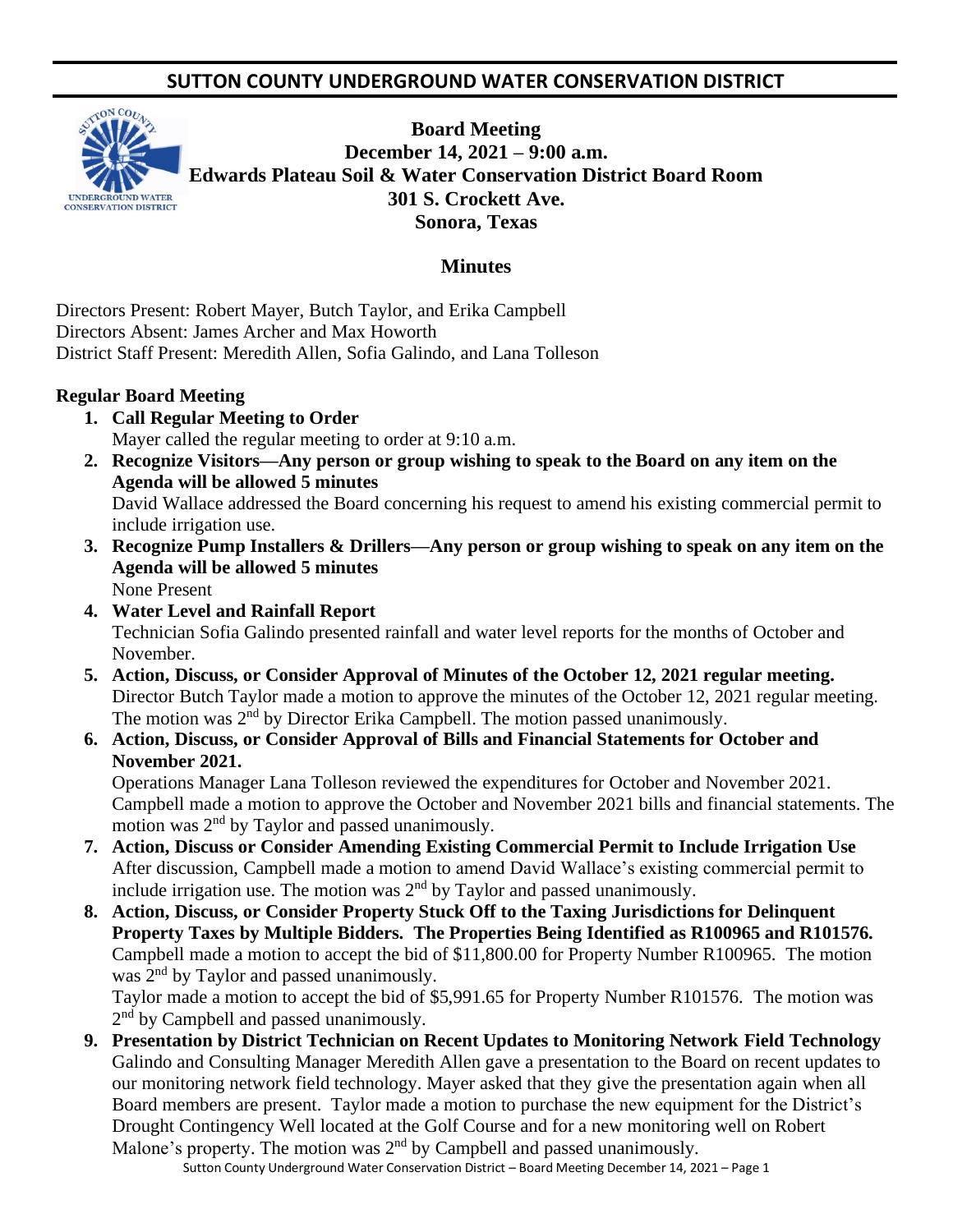# SUTTON COUNTY UNDERGROUND WATER CONSERVATION DISTRICT

**Board Meeting**
**December 14, 2021 – 9:00 a.m.**
**Edwards Plateau Soil & Water Conservation District Board Room**
**301 S. Crockett Ave.**
**Sonora, Texas**

## Minutes

Directors Present: Robert Mayer, Butch Taylor, and Erika Campbell
Directors Absent: James Archer and Max Howorth
District Staff Present: Meredith Allen, Sofia Galindo, and Lana Tolleson

### Regular Board Meeting

1. **Call Regular Meeting to Order**
   Mayer called the regular meeting to order at 9:10 a.m.
2. **Recognize Visitors—Any person or group wishing to speak to the Board on any item on the Agenda will be allowed 5 minutes**
   David Wallace addressed the Board concerning his request to amend his existing commercial permit to include irrigation use.
3. **Recognize Pump Installers & Drillers—Any person or group wishing to speak on any item on the Agenda will be allowed 5 minutes**
   None Present
4. **Water Level and Rainfall Report**
   Technician Sofia Galindo presented rainfall and water level reports for the months of October and November.
5. **Action, Discuss, or Consider Approval of Minutes of the October 12, 2021 regular meeting.**
   Director Butch Taylor made a motion to approve the minutes of the October 12, 2021 regular meeting. The motion was 2nd by Director Erika Campbell. The motion passed unanimously.
6. **Action, Discuss, or Consider Approval of Bills and Financial Statements for October and November 2021.**
   Operations Manager Lana Tolleson reviewed the expenditures for October and November 2021. Campbell made a motion to approve the October and November 2021 bills and financial statements. The motion was 2nd by Taylor and passed unanimously.
7. **Action, Discuss or Consider Amending Existing Commercial Permit to Include Irrigation Use**
   After discussion, Campbell made a motion to amend David Wallace's existing commercial permit to include irrigation use. The motion was 2nd by Taylor and passed unanimously.
8. **Action, Discuss, or Consider Property Stuck Off to the Taxing Jurisdictions for Delinquent Property Taxes by Multiple Bidders. The Properties Being Identified as R100965 and R101576.**
   Campbell made a motion to accept the bid of $11,800.00 for Property Number R100965. The motion was 2nd by Taylor and passed unanimously.
   Taylor made a motion to accept the bid of $5,991.65 for Property Number R101576. The motion was 2nd by Campbell and passed unanimously.
9. **Presentation by District Technician on Recent Updates to Monitoring Network Field Technology**
   Galindo and Consulting Manager Meredith Allen gave a presentation to the Board on recent updates to our monitoring network field technology. Mayer asked that they give the presentation again when all Board members are present. Taylor made a motion to purchase the new equipment for the District's Drought Contingency Well located at the Golf Course and for a new monitoring well on Robert Malone's property. The motion was 2nd by Campbell and passed unanimously.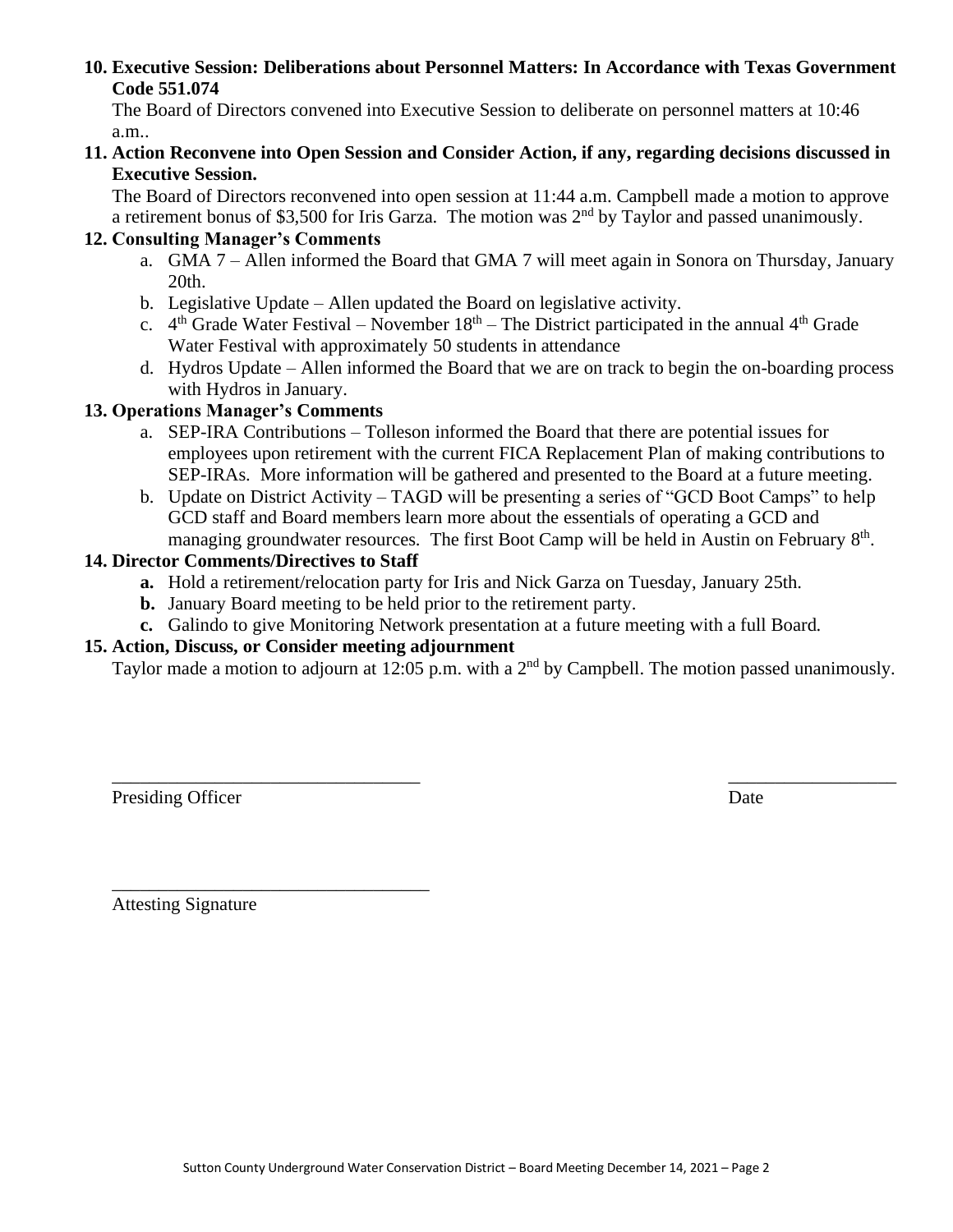**10. Executive Session: Deliberations about Personnel Matters: In Accordance with Texas Government Code 551.074**

The Board of Directors convened into Executive Session to deliberate on personnel matters at 10:46 a.m..

**11. Action Reconvene into Open Session and Consider Action, if any, regarding decisions discussed in Executive Session.**

The Board of Directors reconvened into open session at 11:44 a.m. Campbell made a motion to approve a retirement bonus of $3,500 for Iris Garza. The motion was 2nd by Taylor and passed unanimously.

**12. Consulting Manager's Comments**

a. GMA 7 – Allen informed the Board that GMA 7 will meet again in Sonora on Thursday, January 20th.
b. Legislative Update – Allen updated the Board on legislative activity.
c. 4th Grade Water Festival – November 18th – The District participated in the annual 4th Grade Water Festival with approximately 50 students in attendance
d. Hydros Update – Allen informed the Board that we are on track to begin the on-boarding process with Hydros in January.

**13. Operations Manager's Comments**

a. SEP-IRA Contributions – Tolleson informed the Board that there are potential issues for employees upon retirement with the current FICA Replacement Plan of making contributions to SEP-IRAs. More information will be gathered and presented to the Board at a future meeting.
b. Update on District Activity – TAGD will be presenting a series of "GCD Boot Camps" to help GCD staff and Board members learn more about the essentials of operating a GCD and managing groundwater resources. The first Boot Camp will be held in Austin on February 8th.

**14. Director Comments/Directives to Staff**

**a.** Hold a retirement/relocation party for Iris and Nick Garza on Tuesday, January 25th.
**b.** January Board meeting to be held prior to the retirement party.
**c.** Galindo to give Monitoring Network presentation at a future meeting with a full Board.

**15. Action, Discuss, or Consider meeting adjournment**

Taylor made a motion to adjourn at 12:05 p.m. with a 2nd by Campbell. The motion passed unanimously.

_________________________________ __________________

Presiding Officer Date

__________________________________

Attesting Signature